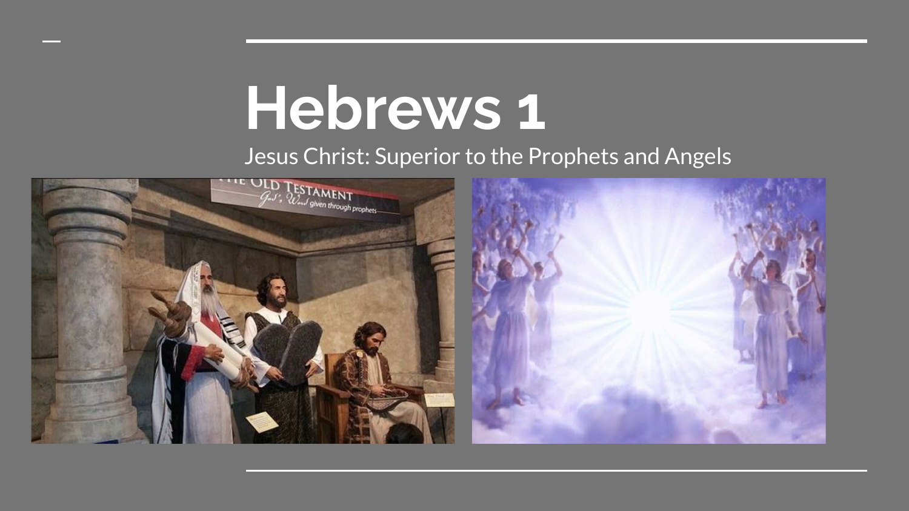# Hebrews 1

Jesus Christ: Superior to the Prophets and Angels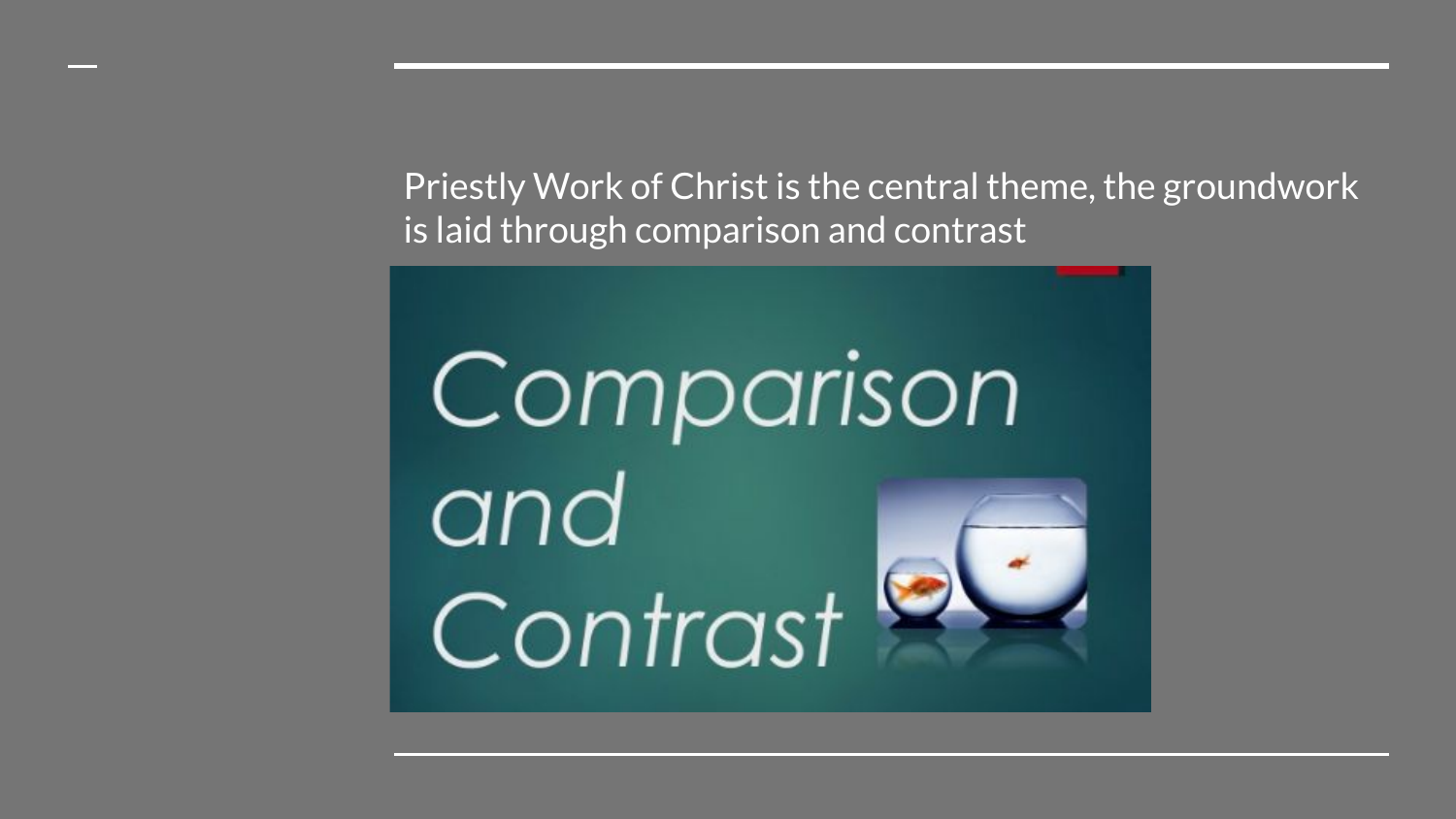Priestly Work of Christ is the central theme, the groundwork is laid through comparison and contrast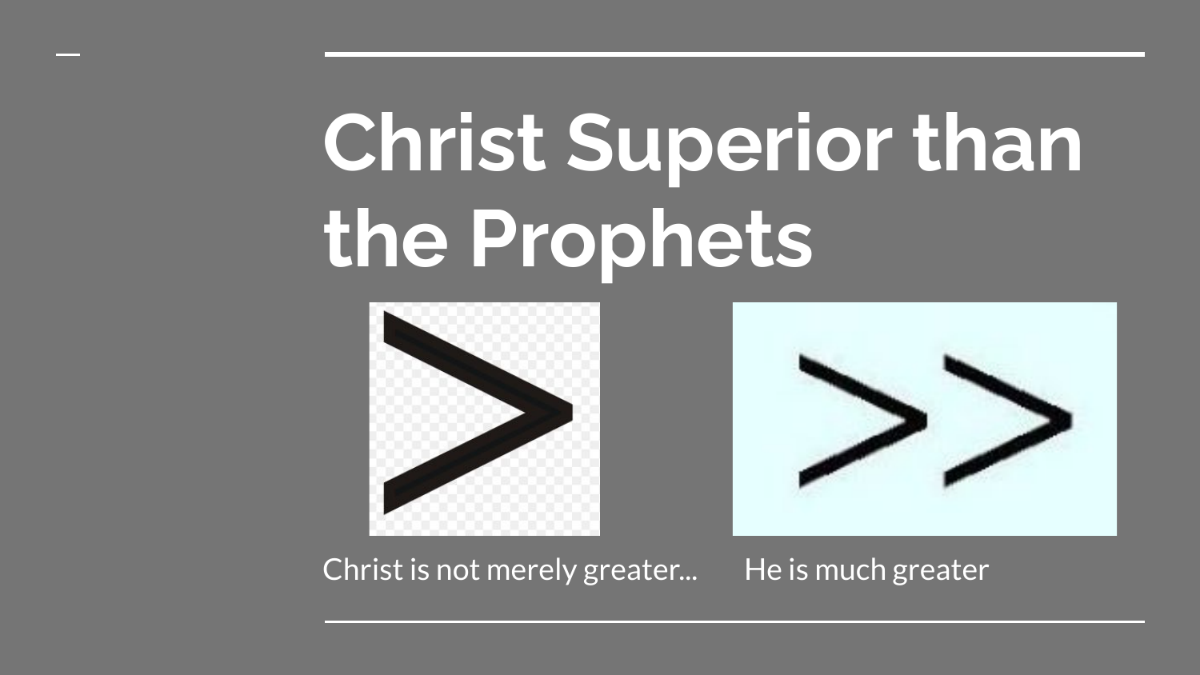# Christ Superior than the Prophets

Christ is not merely greater...

He is much greater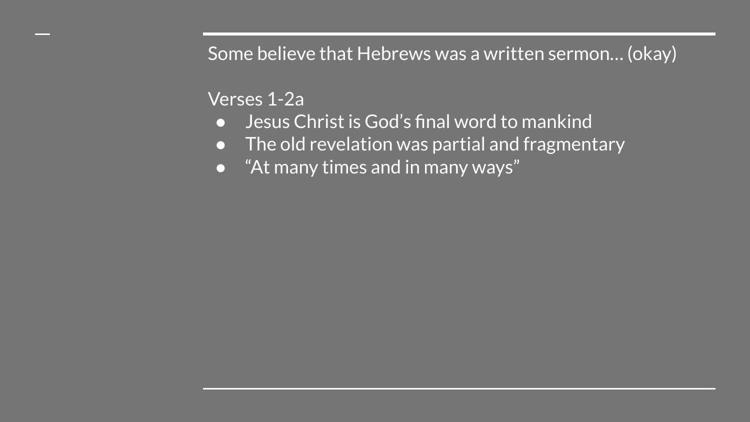Some believe that Hebrews was a written sermon… (okay)

Verses 1-2a

- Jesus Christ is God's final word to mankind
- The old revelation was partial and fragmentary
- "At many times and in many ways"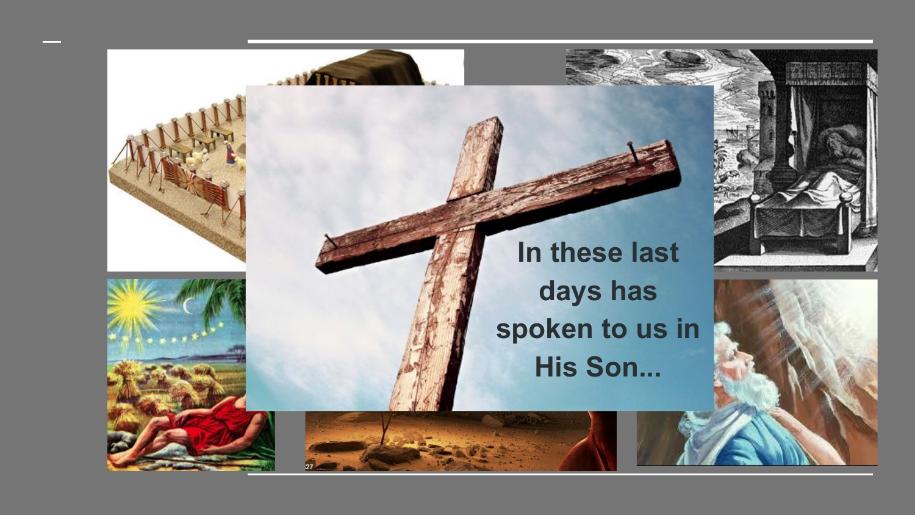In these last days has spoken to us in His Son...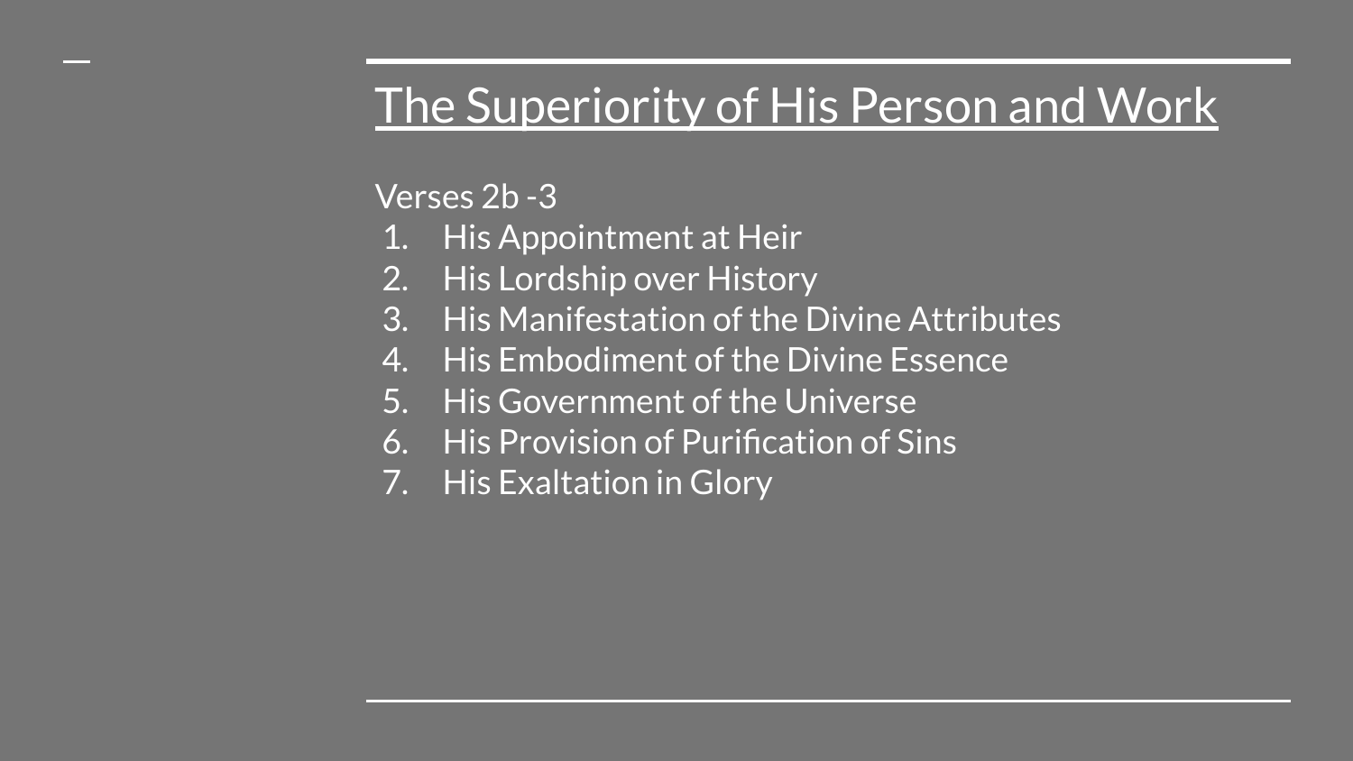# The Superiority of His Person and Work

Verses 2b -3

1. His Appointment at Heir
2. His Lordship over History
3. His Manifestation of the Divine Attributes
4. His Embodiment of the Divine Essence
5. His Government of the Universe
6. His Provision of Purification of Sins
7. His Exaltation in Glory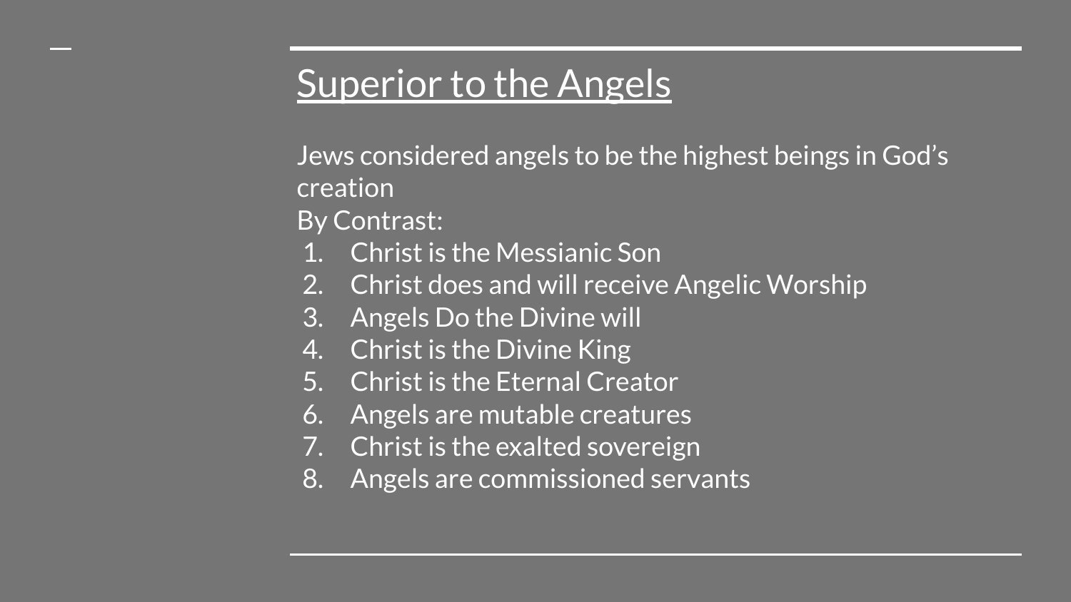# Superior to the Angels

Jews considered angels to be the highest beings in God's creation

By Contrast:

1. Christ is the Messianic Son
2. Christ does and will receive Angelic Worship
3. Angels Do the Divine will
4. Christ is the Divine King
5. Christ is the Eternal Creator
6. Angels are mutable creatures
7. Christ is the exalted sovereign
8. Angels are commissioned servants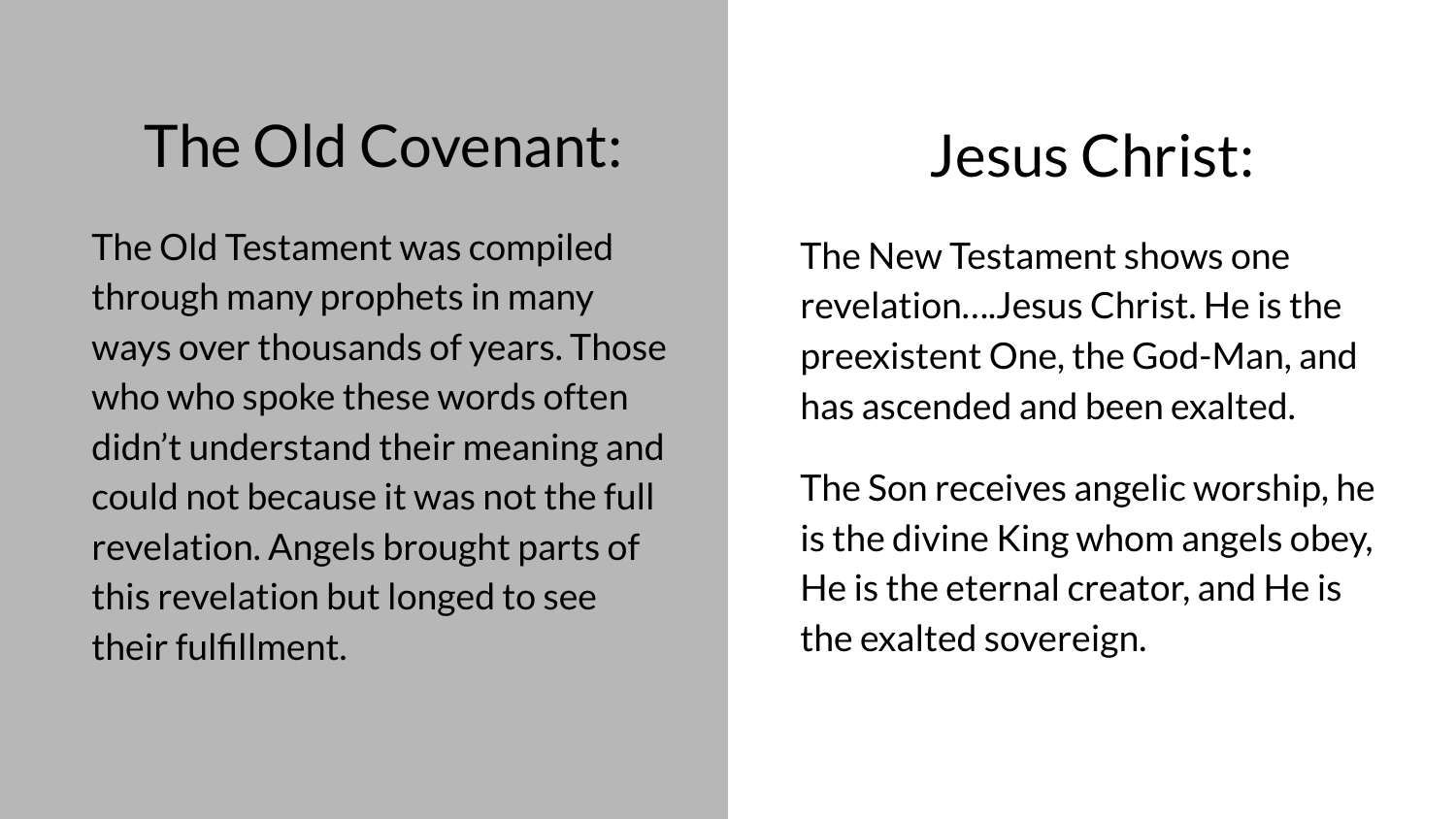## The Old Covenant:

The Old Testament was compiled through many prophets in many ways over thousands of years. Those who who spoke these words often didn't understand their meaning and could not because it was not the full revelation. Angels brought parts of this revelation but longed to see their fulfillment.

## Jesus Christ:

The New Testament shows one revelation….Jesus Christ. He is the preexistent One, the God-Man, and has ascended and been exalted.

The Son receives angelic worship, he is the divine King whom angels obey, He is the eternal creator, and He is the exalted sovereign.